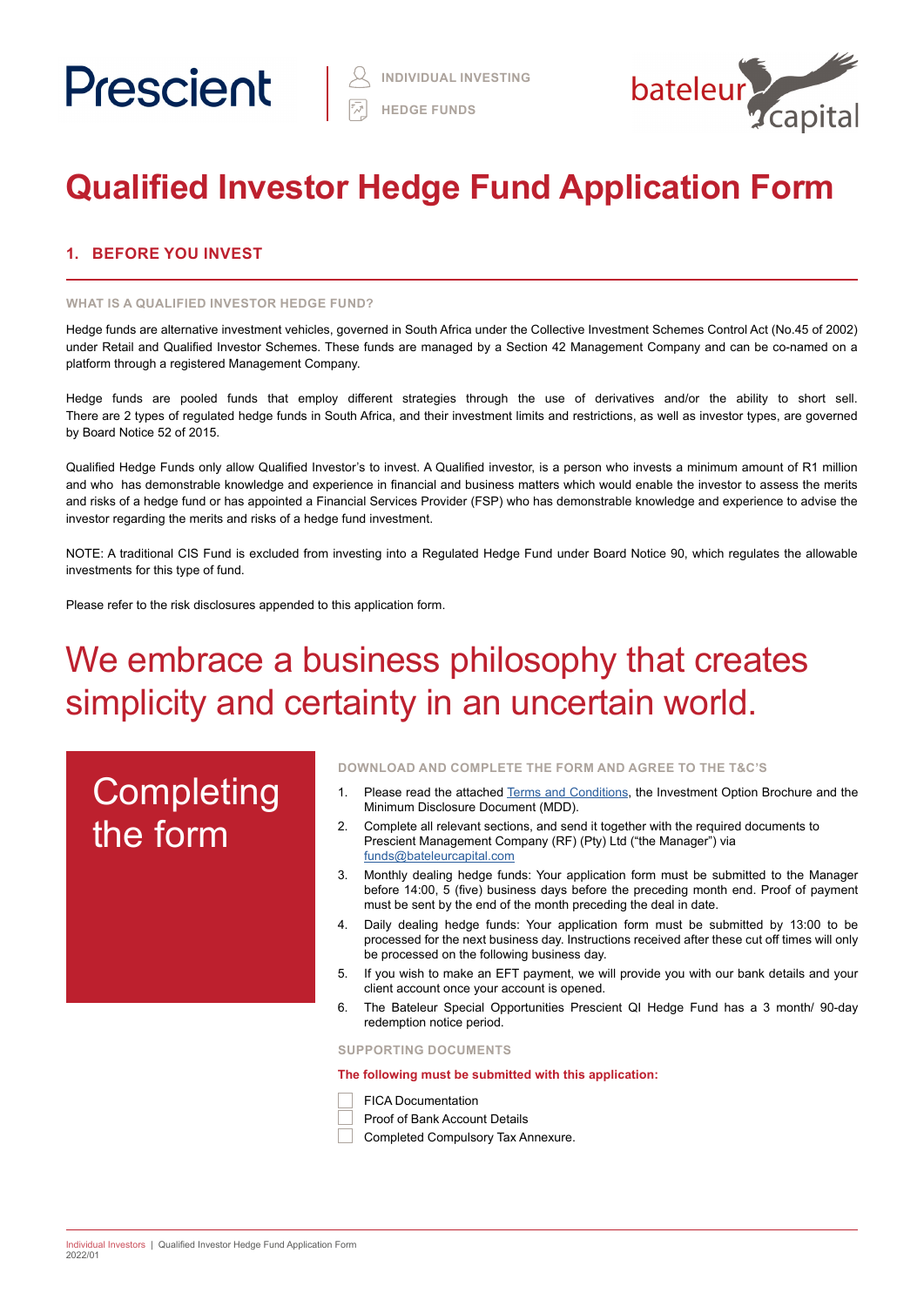Prescient | INDIVIDUAL INVESTING | HEDGE FUNDS

bateleur capital

# Qualified Investor Hedge Fund Application Form

## 1. BEFORE YOU INVEST

### WHAT IS A QUALIFIED INVESTOR HEDGE FUND?

Hedge funds are alternative investment vehicles, governed in South Africa under the Collective Investment Schemes Control Act (No.45 of 2002) under Retail and Qualified Investor Schemes. These funds are managed by a Section 42 Management Company and can be co-named on a platform through a registered Management Company.

Hedge funds are pooled funds that employ different strategies through the use of derivatives and/or the ability to short sell. There are 2 types of regulated hedge funds in South Africa, and their investment limits and restrictions, as well as investor types, are governed by Board Notice 52 of 2015.

Qualified Hedge Funds only allow Qualified Investor's to invest. A Qualified investor, is a person who invests a minimum amount of R1 million and who has demonstrable knowledge and experience in financial and business matters which would enable the investor to assess the merits and risks of a hedge fund or has appointed a Financial Services Provider (FSP) who has demonstrable knowledge and experience to advise the investor regarding the merits and risks of a hedge fund investment.

NOTE: A traditional CIS Fund is excluded from investing into a Regulated Hedge Fund under Board Notice 90, which regulates the allowable investments for this type of fund.

Please refer to the risk disclosures appended to this application form.

## We embrace a business philosophy that creates simplicity and certainty in an uncertain world.

## Completing the form

### DOWNLOAD AND COMPLETE THE FORM AND AGREE TO THE T&C'S

1. Please read the attached Terms and Conditions, the Investment Option Brochure and the Minimum Disclosure Document (MDD).
2. Complete all relevant sections, and send it together with the required documents to Prescient Management Company (RF) (Pty) Ltd ("the Manager") via funds@bateleurcapital.com
3. Monthly dealing hedge funds: Your application form must be submitted to the Manager before 14:00, 5 (five) business days before the preceding month end. Proof of payment must be sent by the end of the month preceding the deal in date.
4. Daily dealing hedge funds: Your application form must be submitted by 13:00 to be processed for the next business day. Instructions received after these cut off times will only be processed on the following business day.
5. If you wish to make an EFT payment, we will provide you with our bank details and your client account once your account is opened.
6. The Bateleur Special Opportunities Prescient QI Hedge Fund has a 3 month/ 90-day redemption notice period.

### SUPPORTING DOCUMENTS

**The following must be submitted with this application:**

- ☐ FICA Documentation
- ☐ Proof of Bank Account Details
- ☐ Completed Compulsory Tax Annexure.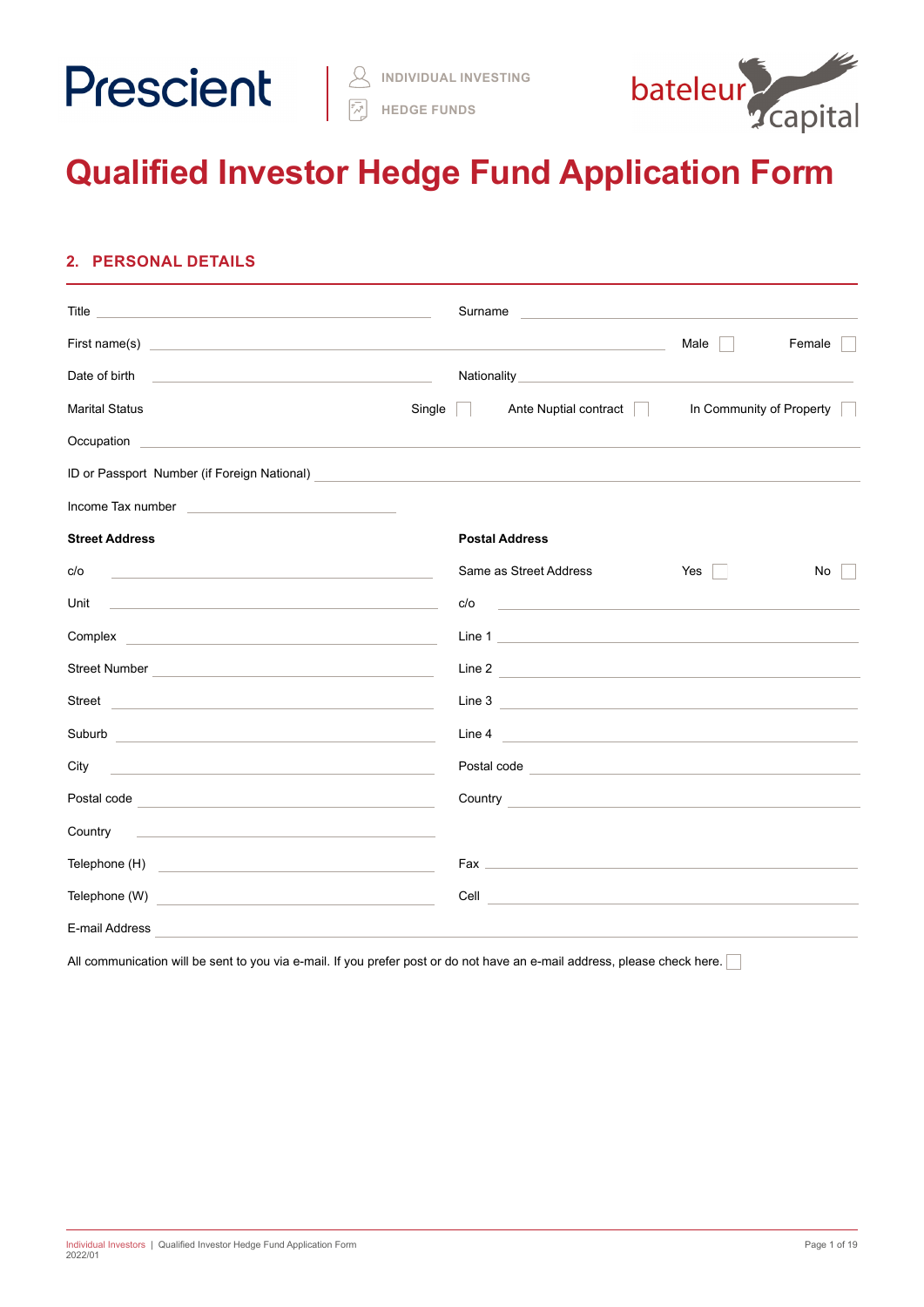Prescient | INDIVIDUAL INVESTING | HEDGE FUNDS | bateleur capital

# Qualified Investor Hedge Fund Application Form

## 2. PERSONAL DETAILS

Title \_\_\_\_\_\_\_\_\_\_\_\_\_\_\_\_\_\_\_\_ Surname \_\_\_\_\_\_\_\_\_\_\_\_\_\_\_\_\_\_\_\_

First name(s) \_\_\_\_\_\_\_\_\_\_\_\_\_\_\_\_\_\_\_\_ Male ☐ Female ☐

Date of birth \_\_\_\_\_\_\_\_\_\_\_\_\_\_\_\_\_\_\_\_ Nationality \_\_\_\_\_\_\_\_\_\_\_\_\_\_\_\_\_\_\_\_

Marital Status Single ☐ Ante Nuptial contract ☐ In Community of Property ☐

Occupation \_\_\_\_\_\_\_\_\_\_\_\_\_\_\_\_\_\_\_\_

ID or Passport Number (if Foreign National) \_\_\_\_\_\_\_\_\_\_\_\_\_\_\_\_\_\_\_\_

Income Tax number \_\_\_\_\_\_\_\_\_\_\_\_\_\_\_\_\_\_\_\_

| **Street Address** | | **Postal Address** | |
|---|---|---|---|
| c/o | | Same as Street Address | Yes ☐ No ☐ |
| Unit | | c/o | |
| Complex | | Line 1 | |
| Street Number | | Line 2 | |
| Street | | Line 3 | |
| Suburb | | Line 4 | |
| City | | Postal code | |
| Postal code | | Country | |
| Country | | | |
| Telephone (H) | | Fax | |
| Telephone (W) | | Cell | |

E-mail Address \_\_\_\_\_\_\_\_\_\_\_\_\_\_\_\_\_\_\_\_

All communication will be sent to you via e-mail. If you prefer post or do not have an e-mail address, please check here. ☐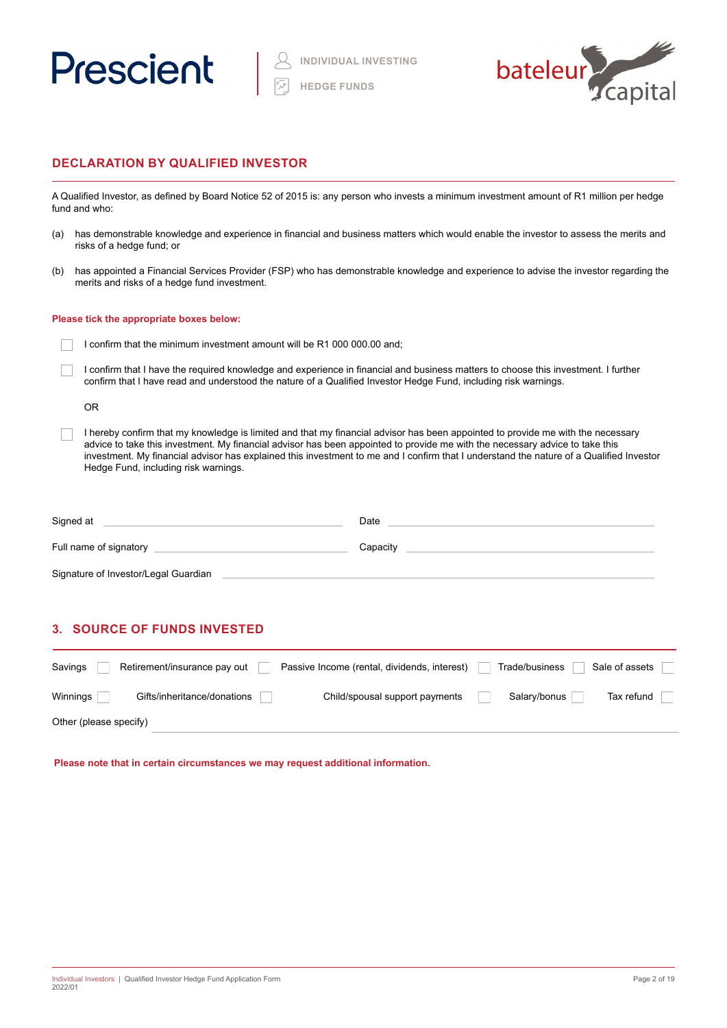Prescient | INDIVIDUAL INVESTING | HEDGE FUNDS | bateleur capital

## DECLARATION BY QUALIFIED INVESTOR

A Qualified Investor, as defined by Board Notice 52 of 2015 is: any person who invests a minimum investment amount of R1 million per hedge fund and who:

(a) has demonstrable knowledge and experience in financial and business matters which would enable the investor to assess the merits and risks of a hedge fund; or

(b) has appointed a Financial Services Provider (FSP) who has demonstrable knowledge and experience to advise the investor regarding the merits and risks of a hedge fund investment.

**Please tick the appropriate boxes below:**

☐ I confirm that the minimum investment amount will be R1 000 000.00 and;

☐ I confirm that I have the required knowledge and experience in financial and business matters to choose this investment. I further confirm that I have read and understood the nature of a Qualified Investor Hedge Fund, including risk warnings.

OR

☐ I hereby confirm that my knowledge is limited and that my financial advisor has been appointed to provide me with the necessary advice to take this investment. My financial advisor has been appointed to provide me with the necessary advice to take this investment. My financial advisor has explained this investment to me and I confirm that I understand the nature of a Qualified Investor Hedge Fund, including risk warnings.

Signed at ____________________ Date ____________________

Full name of signatory ____________________ Capacity ____________________

Signature of Investor/Legal Guardian ____________________

## 3. SOURCE OF FUNDS INVESTED

Savings ☐ Retirement/insurance pay out ☐ Passive Income (rental, dividends, interest) ☐ Trade/business ☐ Sale of assets ☐

Winnings ☐ Gifts/inheritance/donations ☐ Child/spousal support payments ☐ Salary/bonus ☐ Tax refund ☐

Other (please specify) ____________________

**Please note that in certain circumstances we may request additional information.**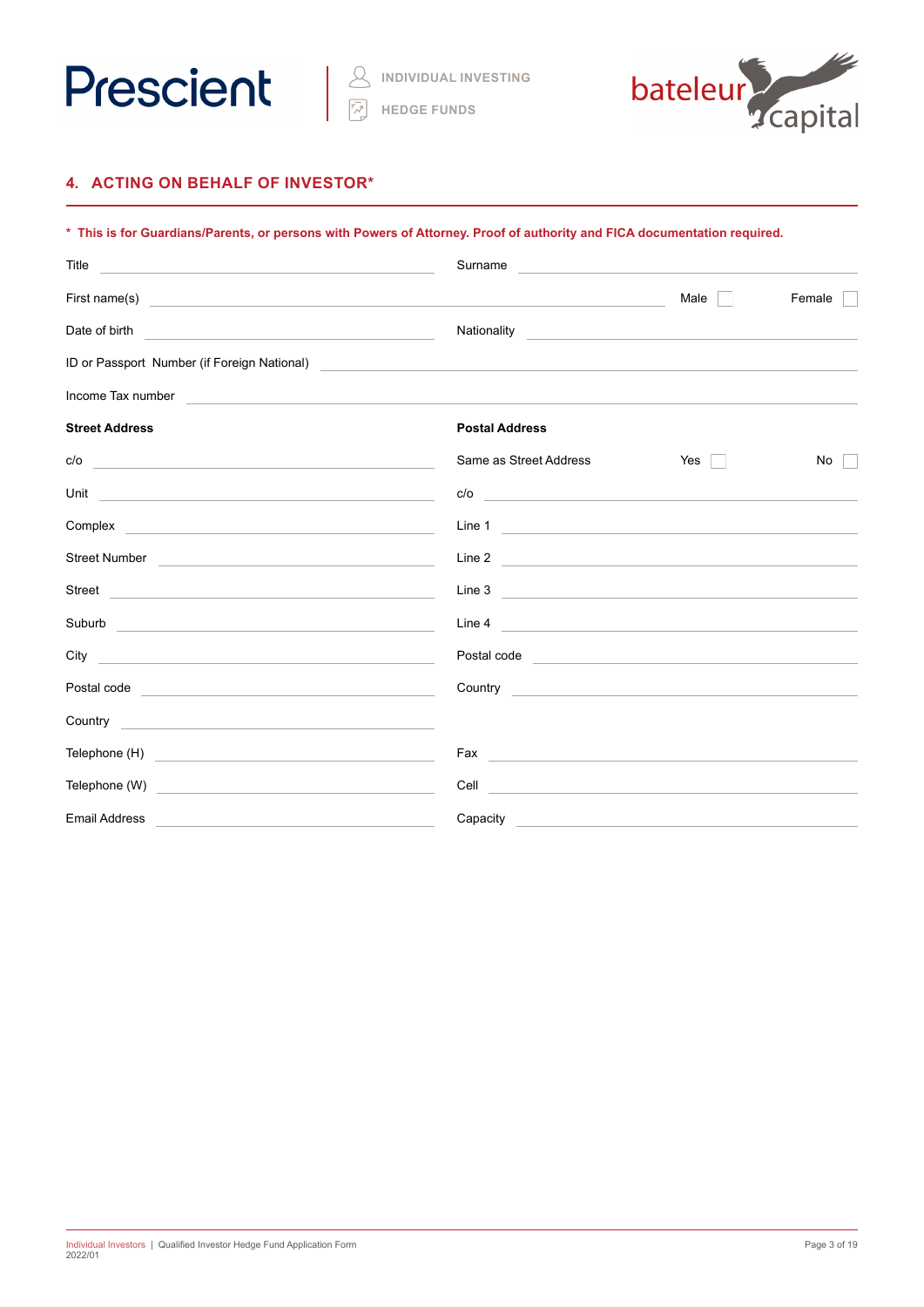## 4. ACTING ON BEHALF OF INVESTOR*

**\* This is for Guardians/Parents, or persons with Powers of Attorney. Proof of authority and FICA documentation required.**

Title ______________________ Surname ______________________

First name(s) ______________________ Male ☐ Female ☐

Date of birth ______________________ Nationality ______________________

ID or Passport Number (if Foreign National) ______________________

Income Tax number ______________________

| **Street Address** | | **Postal Address** | |
|---|---|---|---|
| c/o | | Same as Street Address | Yes ☐ No ☐ |
| Unit | | c/o | |
| Complex | | Line 1 | |
| Street Number | | Line 2 | |
| Street | | Line 3 | |
| Suburb | | Line 4 | |
| City | | Postal code | |
| Postal code | | Country | |
| Country | | | |
| Telephone (H) | | Fax | |
| Telephone (W) | | Cell | |
| Email Address | | Capacity | |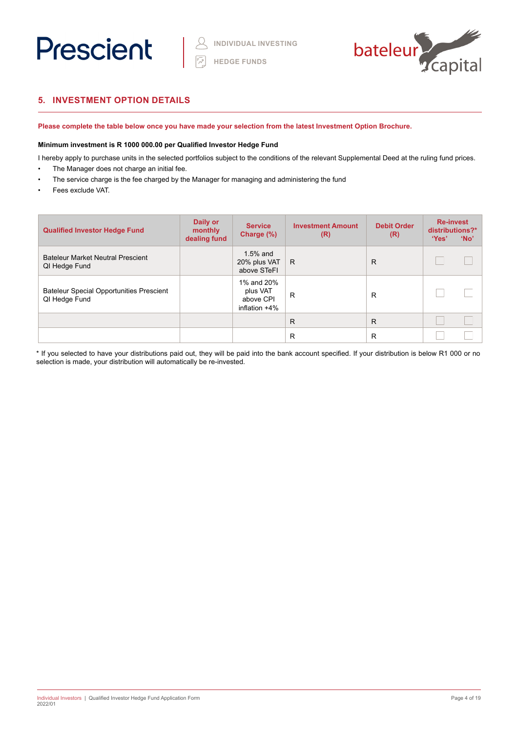## 5. INVESTMENT OPTION DETAILS

**Please complete the table below once you have made your selection from the latest Investment Option Brochure.**

**Minimum investment is R 1000 000.00 per Qualified Investor Hedge Fund**

I hereby apply to purchase units in the selected portfolios subject to the conditions of the relevant Supplemental Deed at the ruling fund prices.

- The Manager does not charge an initial fee.
- The service charge is the fee charged by the Manager for managing and administering the fund
- Fees exclude VAT.

| Qualified Investor Hedge Fund | Daily or monthly dealing fund | Service Charge (%) | Investment Amount (R) | Debit Order (R) | Re-invest distributions?* 'Yes' | 'No' |
|---|---|---|---|---|---|---|
| Bateleur Market Neutral Prescient QI Hedge Fund | | 1.5% and 20% plus VAT above STeFI | R | R | ☐ | ☐ |
| Bateleur Special Opportunities Prescient QI Hedge Fund | | 1% and 20% plus VAT above CPI inflation +4% | R | R | ☐ | ☐ |
| | | | R | R | ☐ | ☐ |
| | | | R | R | ☐ | ☐ |

* If you selected to have your distributions paid out, they will be paid into the bank account specified. If your distribution is below R1 000 or no selection is made, your distribution will automatically be re-invested.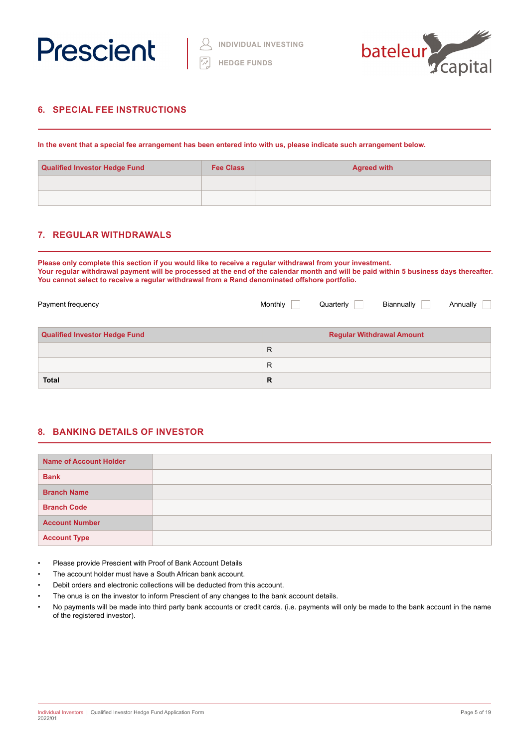## 6. SPECIAL FEE INSTRUCTIONS

**In the event that a special fee arrangement has been entered into with us, please indicate such arrangement below.**

| Qualified Investor Hedge Fund | Fee Class | Agreed with |
|---|---|---|
| | | |
| | | |

## 7. REGULAR WITHDRAWALS

**Please only complete this section if you would like to receive a regular withdrawal from your investment.**
**Your regular withdrawal payment will be processed at the end of the calendar month and will be paid within 5 business days thereafter.**
**You cannot select to receive a regular withdrawal from a Rand denominated offshore portfolio.**

Payment frequency Monthly ☐ Quarterly ☐ Biannually ☐ Annually ☐

| Qualified Investor Hedge Fund | Regular Withdrawal Amount |
|---|---|
| | R |
| | R |
| **Total** | **R** |

## 8. BANKING DETAILS OF INVESTOR

| | |
|---|---|
| **Name of Account Holder** | |
| **Bank** | |
| **Branch Name** | |
| **Branch Code** | |
| **Account Number** | |
| **Account Type** | |

- Please provide Prescient with Proof of Bank Account Details
- The account holder must have a South African bank account.
- Debit orders and electronic collections will be deducted from this account.
- The onus is on the investor to inform Prescient of any changes to the bank account details.
- No payments will be made into third party bank accounts or credit cards. (i.e. payments will only be made to the bank account in the name of the registered investor).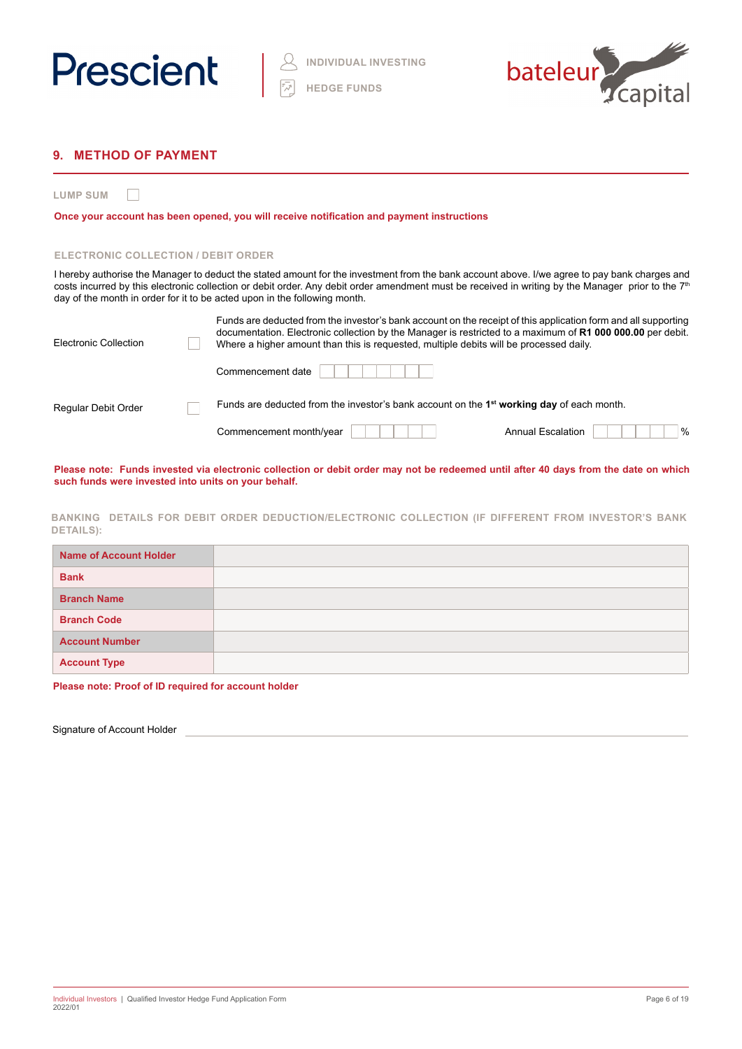## 9. METHOD OF PAYMENT

**LUMP SUM** ☐

**Once your account has been opened, you will receive notification and payment instructions**

### ELECTRONIC COLLECTION / DEBIT ORDER

I hereby authorise the Manager to deduct the stated amount for the investment from the bank account above. I/we agree to pay bank charges and costs incurred by this electronic collection or debit order. Any debit order amendment must be received in writing by the Manager prior to the 7th day of the month in order for it to be acted upon in the following month.

Electronic Collection ☐

Funds are deducted from the investor's bank account on the receipt of this application form and all supporting documentation. Electronic collection by the Manager is restricted to a maximum of **R1 000 000.00** per debit. Where a higher amount than this is requested, multiple debits will be processed daily.

Commencement date ☐☐☐☐☐☐☐☐

Regular Debit Order ☐

Funds are deducted from the investor's bank account on the 1st **working day** of each month.

Commencement month/year ☐☐☐☐☐☐ Annual Escalation ☐☐☐☐☐☐ %

**Please note: Funds invested via electronic collection or debit order may not be redeemed until after 40 days from the date on which such funds were invested into units on your behalf.**

### BANKING DETAILS FOR DEBIT ORDER DEDUCTION/ELECTRONIC COLLECTION (IF DIFFERENT FROM INVESTOR'S BANK DETAILS):

| | |
|---|---|
| **Name of Account Holder** | |
| **Bank** | |
| **Branch Name** | |
| **Branch Code** | |
| **Account Number** | |
| **Account Type** | |

**Please note: Proof of ID required for account holder**

Signature of Account Holder ______________________________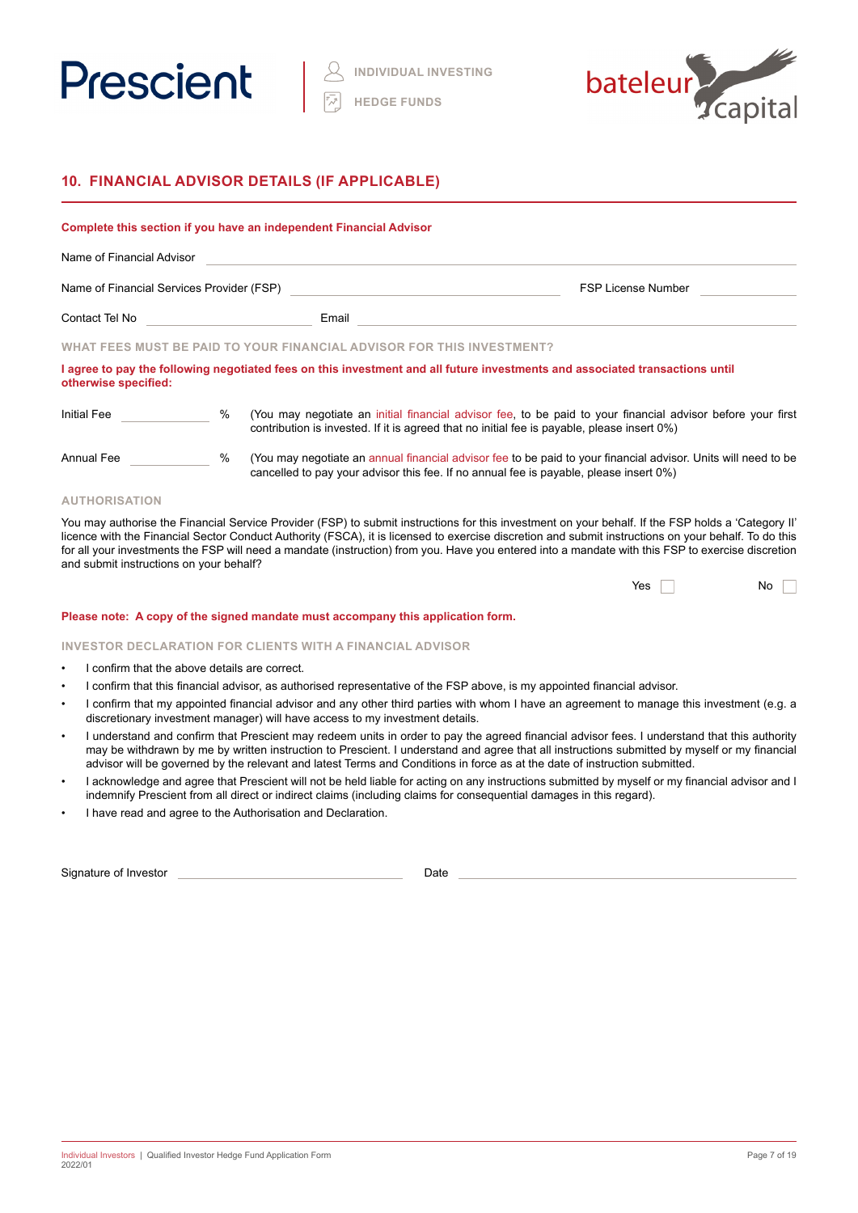## 10. FINANCIAL ADVISOR DETAILS (IF APPLICABLE)

**Complete this section if you have an independent Financial Advisor**

Name of Financial Advisor ____________________

Name of Financial Services Provider (FSP) ____________________ FSP License Number ____________

Contact Tel No ____________ Email ____________________

### WHAT FEES MUST BE PAID TO YOUR FINANCIAL ADVISOR FOR THIS INVESTMENT?

**I agree to pay the following negotiated fees on this investment and all future investments and associated transactions until otherwise specified:**

Initial Fee ________ % (You may negotiate an initial financial advisor fee, to be paid to your financial advisor before your first contribution is invested. If it is agreed that no initial fee is payable, please insert 0%)

Annual Fee ________ % (You may negotiate an annual financial advisor fee to be paid to your financial advisor. Units will need to be cancelled to pay your advisor this fee. If no annual fee is payable, please insert 0%)

### AUTHORISATION

You may authorise the Financial Service Provider (FSP) to submit instructions for this investment on your behalf. If the FSP holds a 'Category II' licence with the Financial Sector Conduct Authority (FSCA), it is licensed to exercise discretion and submit instructions on your behalf. To do this for all your investments the FSP will need a mandate (instruction) from you. Have you entered into a mandate with this FSP to exercise discretion and submit instructions on your behalf?

Yes ☐ No ☐

**Please note: A copy of the signed mandate must accompany this application form.**

### INVESTOR DECLARATION FOR CLIENTS WITH A FINANCIAL ADVISOR

- I confirm that the above details are correct.
- I confirm that this financial advisor, as authorised representative of the FSP above, is my appointed financial advisor.
- I confirm that my appointed financial advisor and any other third parties with whom I have an agreement to manage this investment (e.g. a discretionary investment manager) will have access to my investment details.
- I understand and confirm that Prescient may redeem units in order to pay the agreed financial advisor fees. I understand that this authority may be withdrawn by me by written instruction to Prescient. I understand and agree that all instructions submitted by myself or my financial advisor will be governed by the relevant and latest Terms and Conditions in force as at the date of instruction submitted.
- I acknowledge and agree that Prescient will not be held liable for acting on any instructions submitted by myself or my financial advisor and I indemnify Prescient from all direct or indirect claims (including claims for consequential damages in this regard).
- I have read and agree to the Authorisation and Declaration.

Signature of Investor ____________________ Date ____________________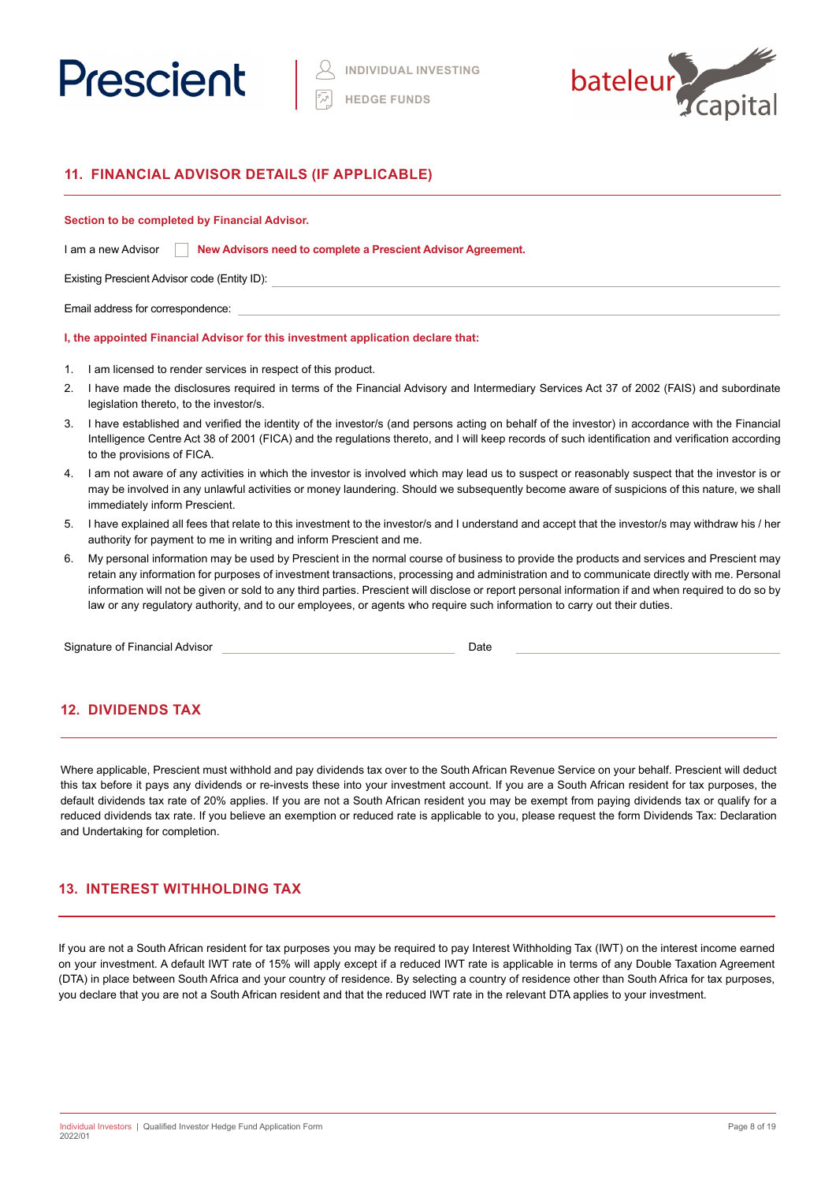## 11. FINANCIAL ADVISOR DETAILS (IF APPLICABLE)

**Section to be completed by Financial Advisor.**

I am a new Advisor ☐ **New Advisors need to complete a Prescient Advisor Agreement.**

Existing Prescient Advisor code (Entity ID): ______________________________

Email address for correspondence: ______________________________

**I, the appointed Financial Advisor for this investment application declare that:**

1. I am licensed to render services in respect of this product.
2. I have made the disclosures required in terms of the Financial Advisory and Intermediary Services Act 37 of 2002 (FAIS) and subordinate legislation thereto, to the investor/s.
3. I have established and verified the identity of the investor/s (and persons acting on behalf of the investor) in accordance with the Financial Intelligence Centre Act 38 of 2001 (FICA) and the regulations thereto, and I will keep records of such identification and verification according to the provisions of FICA.
4. I am not aware of any activities in which the investor is involved which may lead us to suspect or reasonably suspect that the investor is or may be involved in any unlawful activities or money laundering. Should we subsequently become aware of suspicions of this nature, we shall immediately inform Prescient.
5. I have explained all fees that relate to this investment to the investor/s and I understand and accept that the investor/s may withdraw his / her authority for payment to me in writing and inform Prescient and me.
6. My personal information may be used by Prescient in the normal course of business to provide the products and services and Prescient may retain any information for purposes of investment transactions, processing and administration and to communicate directly with me. Personal information will not be given or sold to any third parties. Prescient will disclose or report personal information if and when required to do so by law or any regulatory authority, and to our employees, or agents who require such information to carry out their duties.

Signature of Financial Advisor ______________________________ Date ______________________________

## 12. DIVIDENDS TAX

Where applicable, Prescient must withhold and pay dividends tax over to the South African Revenue Service on your behalf. Prescient will deduct this tax before it pays any dividends or re-invests these into your investment account. If you are a South African resident for tax purposes, the default dividends tax rate of 20% applies. If you are not a South African resident you may be exempt from paying dividends tax or qualify for a reduced dividends tax rate. If you believe an exemption or reduced rate is applicable to you, please request the form Dividends Tax: Declaration and Undertaking for completion.

## 13. INTEREST WITHHOLDING TAX

If you are not a South African resident for tax purposes you may be required to pay Interest Withholding Tax (IWT) on the interest income earned on your investment. A default IWT rate of 15% will apply except if a reduced IWT rate is applicable in terms of any Double Taxation Agreement (DTA) in place between South Africa and your country of residence. By selecting a country of residence other than South Africa for tax purposes, you declare that you are not a South African resident and that the reduced IWT rate in the relevant DTA applies to your investment.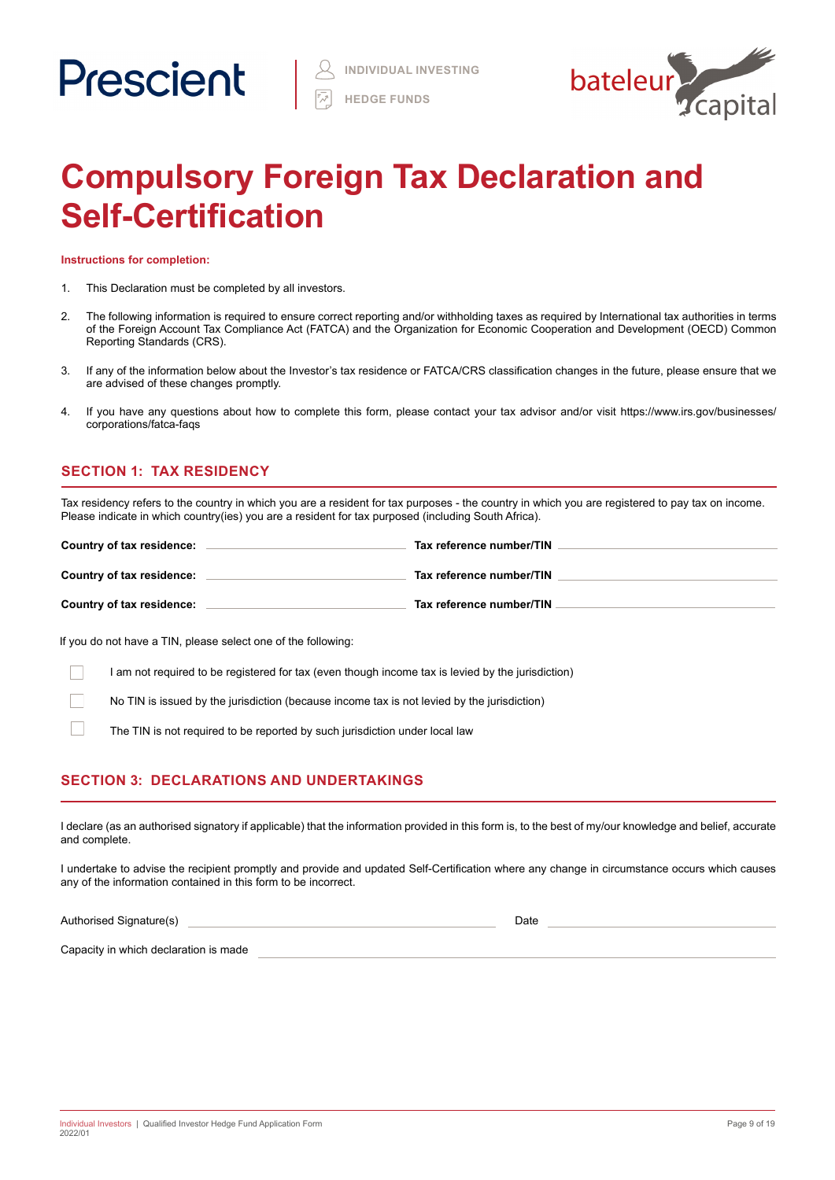Prescient | INDIVIDUAL INVESTING | HEDGE FUNDS

bateleur capital

# Compulsory Foreign Tax Declaration and Self-Certification

**Instructions for completion:**

1. This Declaration must be completed by all investors.
2. The following information is required to ensure correct reporting and/or withholding taxes as required by International tax authorities in terms of the Foreign Account Tax Compliance Act (FATCA) and the Organization for Economic Cooperation and Development (OECD) Common Reporting Standards (CRS).
3. If any of the information below about the Investor's tax residence or FATCA/CRS classification changes in the future, please ensure that we are advised of these changes promptly.
4. If you have any questions about how to complete this form, please contact your tax advisor and/or visit https://www.irs.gov/businesses/corporations/fatca-faqs

## SECTION 1: TAX RESIDENCY

Tax residency refers to the country in which you are a resident for tax purposes - the country in which you are registered to pay tax on income. Please indicate in which country(ies) you are a resident for tax purposed (including South Africa).

**Country of tax residence:** ______________________ **Tax reference number/TIN** ______________________

**Country of tax residence:** ______________________ **Tax reference number/TIN** ______________________

**Country of tax residence:** ______________________ **Tax reference number/TIN** ______________________

If you do not have a TIN, please select one of the following:

- ☐ I am not required to be registered for tax (even though income tax is levied by the jurisdiction)
- ☐ No TIN is issued by the jurisdiction (because income tax is not levied by the jurisdiction)
- ☐ The TIN is not required to be reported by such jurisdiction under local law

## SECTION 3: DECLARATIONS AND UNDERTAKINGS

I declare (as an authorised signatory if applicable) that the information provided in this form is, to the best of my/our knowledge and belief, accurate and complete.

I undertake to advise the recipient promptly and provide and updated Self-Certification where any change in circumstance occurs which causes any of the information contained in this form to be incorrect.

Authorised Signature(s) ______________________ Date ______________________

Capacity in which declaration is made ______________________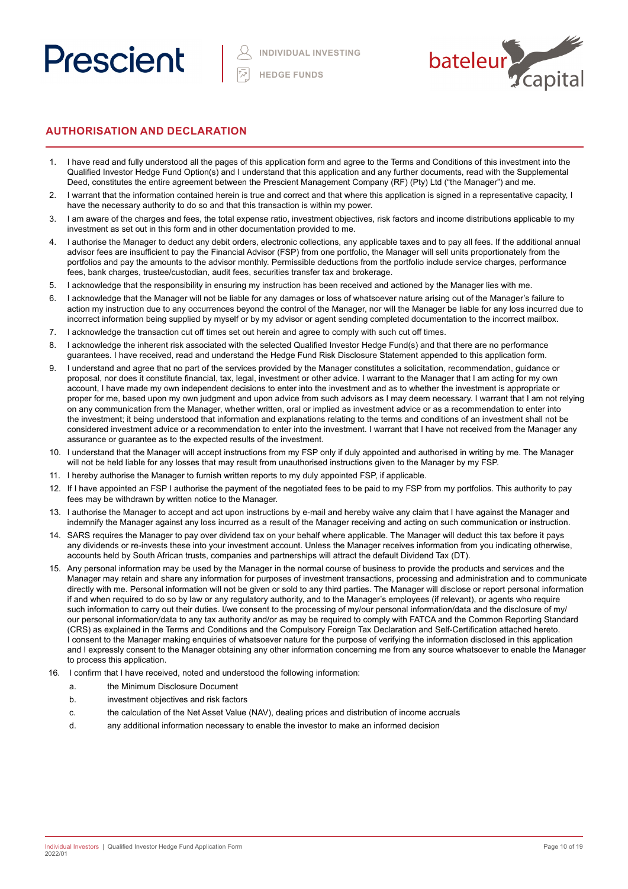## AUTHORISATION AND DECLARATION

1. I have read and fully understood all the pages of this application form and agree to the Terms and Conditions of this investment into the Qualified Investor Hedge Fund Option(s) and I understand that this application and any further documents, read with the Supplemental Deed, constitutes the entire agreement between the Prescient Management Company (RF) (Pty) Ltd ("the Manager") and me.
2. I warrant that the information contained herein is true and correct and that where this application is signed in a representative capacity, I have the necessary authority to do so and that this transaction is within my power.
3. I am aware of the charges and fees, the total expense ratio, investment objectives, risk factors and income distributions applicable to my investment as set out in this form and in other documentation provided to me.
4. I authorise the Manager to deduct any debit orders, electronic collections, any applicable taxes and to pay all fees. If the additional annual advisor fees are insufficient to pay the Financial Advisor (FSP) from one portfolio, the Manager will sell units proportionately from the portfolios and pay the amounts to the advisor monthly. Permissible deductions from the portfolio include service charges, performance fees, bank charges, trustee/custodian, audit fees, securities transfer tax and brokerage.
5. I acknowledge that the responsibility in ensuring my instruction has been received and actioned by the Manager lies with me.
6. I acknowledge that the Manager will not be liable for any damages or loss of whatsoever nature arising out of the Manager's failure to action my instruction due to any occurrences beyond the control of the Manager, nor will the Manager be liable for any loss incurred due to incorrect information being supplied by myself or by my advisor or agent sending completed documentation to the incorrect mailbox.
7. I acknowledge the transaction cut off times set out herein and agree to comply with such cut off times.
8. I acknowledge the inherent risk associated with the selected Qualified Investor Hedge Fund(s) and that there are no performance guarantees. I have received, read and understand the Hedge Fund Risk Disclosure Statement appended to this application form.
9. I understand and agree that no part of the services provided by the Manager constitutes a solicitation, recommendation, guidance or proposal, nor does it constitute financial, tax, legal, investment or other advice. I warrant to the Manager that I am acting for my own account, I have made my own independent decisions to enter into the investment and as to whether the investment is appropriate or proper for me, based upon my own judgment and upon advice from such advisors as I may deem necessary. I warrant that I am not relying on any communication from the Manager, whether written, oral or implied as investment advice or as a recommendation to enter into the investment; it being understood that information and explanations relating to the terms and conditions of an investment shall not be considered investment advice or a recommendation to enter into the investment. I warrant that I have not received from the Manager any assurance or guarantee as to the expected results of the investment.
10. I understand that the Manager will accept instructions from my FSP only if duly appointed and authorised in writing by me. The Manager will not be held liable for any losses that may result from unauthorised instructions given to the Manager by my FSP.
11. I hereby authorise the Manager to furnish written reports to my duly appointed FSP, if applicable.
12. If I have appointed an FSP I authorise the payment of the negotiated fees to be paid to my FSP from my portfolios. This authority to pay fees may be withdrawn by written notice to the Manager.
13. I authorise the Manager to accept and act upon instructions by e-mail and hereby waive any claim that I have against the Manager and indemnify the Manager against any loss incurred as a result of the Manager receiving and acting on such communication or instruction.
14. SARS requires the Manager to pay over dividend tax on your behalf where applicable. The Manager will deduct this tax before it pays any dividends or re-invests these into your investment account. Unless the Manager receives information from you indicating otherwise, accounts held by South African trusts, companies and partnerships will attract the default Dividend Tax (DT).
15. Any personal information may be used by the Manager in the normal course of business to provide the products and services and the Manager may retain and share any information for purposes of investment transactions, processing and administration and to communicate directly with me. Personal information will not be given or sold to any third parties. The Manager will disclose or report personal information if and when required to do so by law or any regulatory authority, and to the Manager's employees (if relevant), or agents who require such information to carry out their duties. I/we consent to the processing of my/our personal information/data and the disclosure of my/our personal information/data to any tax authority and/or as may be required to comply with FATCA and the Common Reporting Standard (CRS) as explained in the Terms and Conditions and the Compulsory Foreign Tax Declaration and Self-Certification attached hereto. I consent to the Manager making enquiries of whatsoever nature for the purpose of verifying the information disclosed in this application and I expressly consent to the Manager obtaining any other information concerning me from any source whatsoever to enable the Manager to process this application.
16. I confirm that I have received, noted and understood the following information:
    a. the Minimum Disclosure Document
    b. investment objectives and risk factors
    c. the calculation of the Net Asset Value (NAV), dealing prices and distribution of income accruals
    d. any additional information necessary to enable the investor to make an informed decision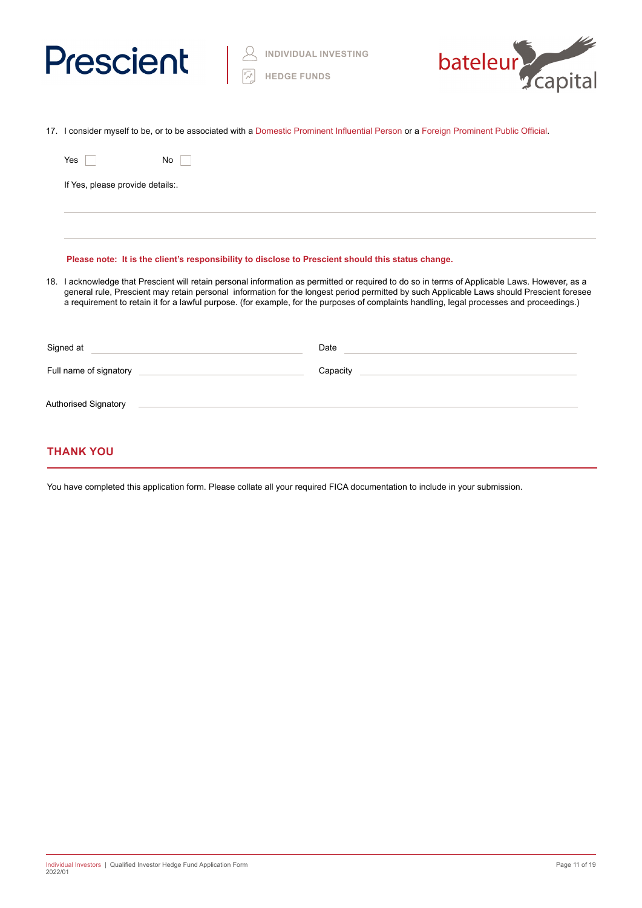17. I consider myself to be, or to be associated with a Domestic Prominent Influential Person or a Foreign Prominent Public Official.

    Yes ☐ No ☐

    If Yes, please provide details:.

    ___________________________________________________________________________

    ___________________________________________________________________________

    **Please note: It is the client's responsibility to disclose to Prescient should this status change.**

18. I acknowledge that Prescient will retain personal information as permitted or required to do so in terms of Applicable Laws. However, as a general rule, Prescient may retain personal information for the longest period permitted by such Applicable Laws should Prescient foresee a requirement to retain it for a lawful purpose. (for example, for the purposes of complaints handling, legal processes and proceedings.)

Signed at ______________________________ Date ______________________________

Full name of signatory ______________________________ Capacity ______________________________

Authorised Signatory ___________________________________________________________________________

## THANK YOU

You have completed this application form. Please collate all your required FICA documentation to include in your submission.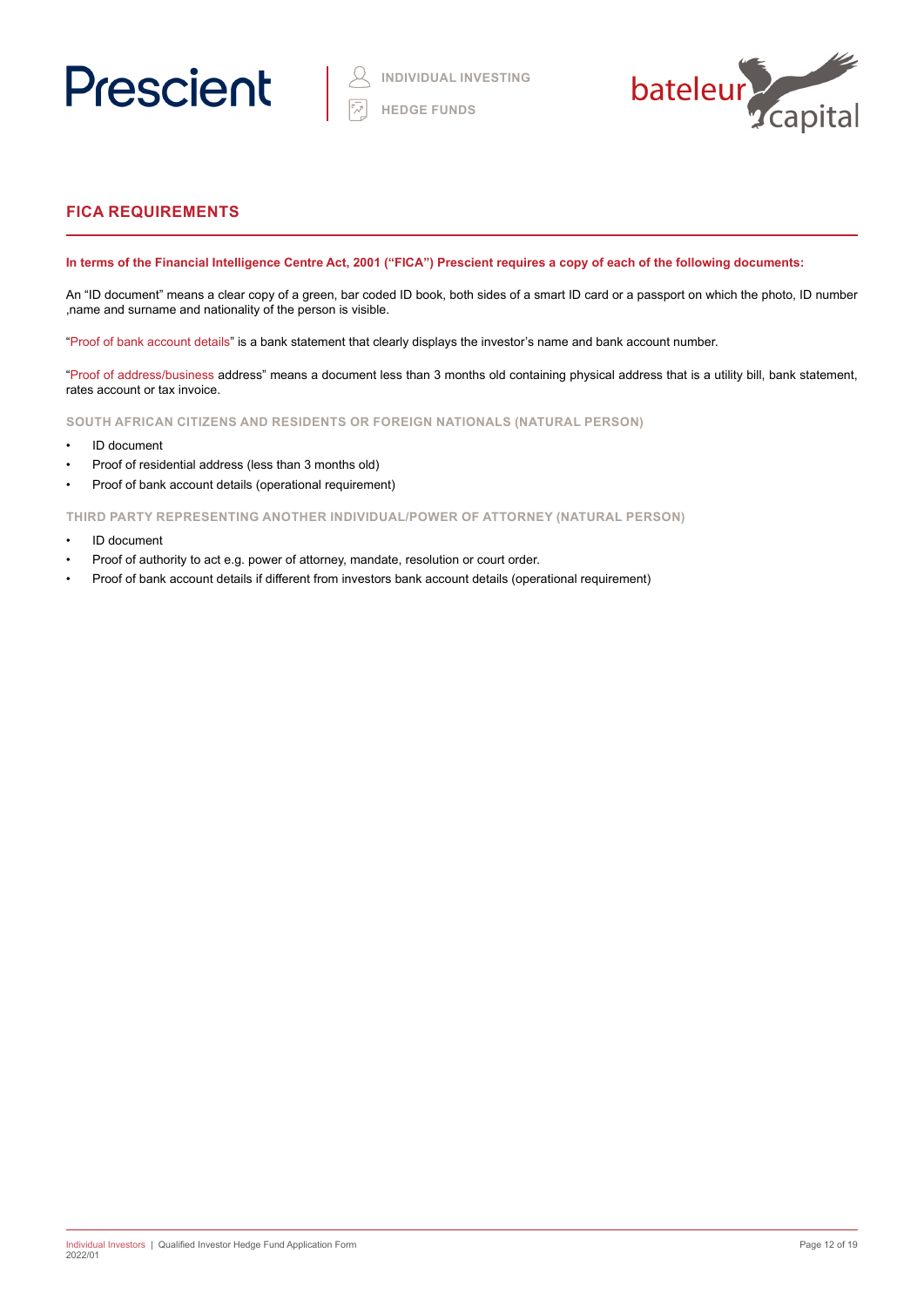## FICA REQUIREMENTS

**In terms of the Financial Intelligence Centre Act, 2001 ("FICA") Prescient requires a copy of each of the following documents:**

An "ID document" means a clear copy of a green, bar coded ID book, both sides of a smart ID card or a passport on which the photo, ID number ,name and surname and nationality of the person is visible.

"Proof of bank account details" is a bank statement that clearly displays the investor's name and bank account number.

"Proof of address/business address" means a document less than 3 months old containing physical address that is a utility bill, bank statement, rates account or tax invoice.

### SOUTH AFRICAN CITIZENS AND RESIDENTS OR FOREIGN NATIONALS (NATURAL PERSON)

- ID document
- Proof of residential address (less than 3 months old)
- Proof of bank account details (operational requirement)

### THIRD PARTY REPRESENTING ANOTHER INDIVIDUAL/POWER OF ATTORNEY (NATURAL PERSON)

- ID document
- Proof of authority to act e.g. power of attorney, mandate, resolution or court order.
- Proof of bank account details if different from investors bank account details (operational requirement)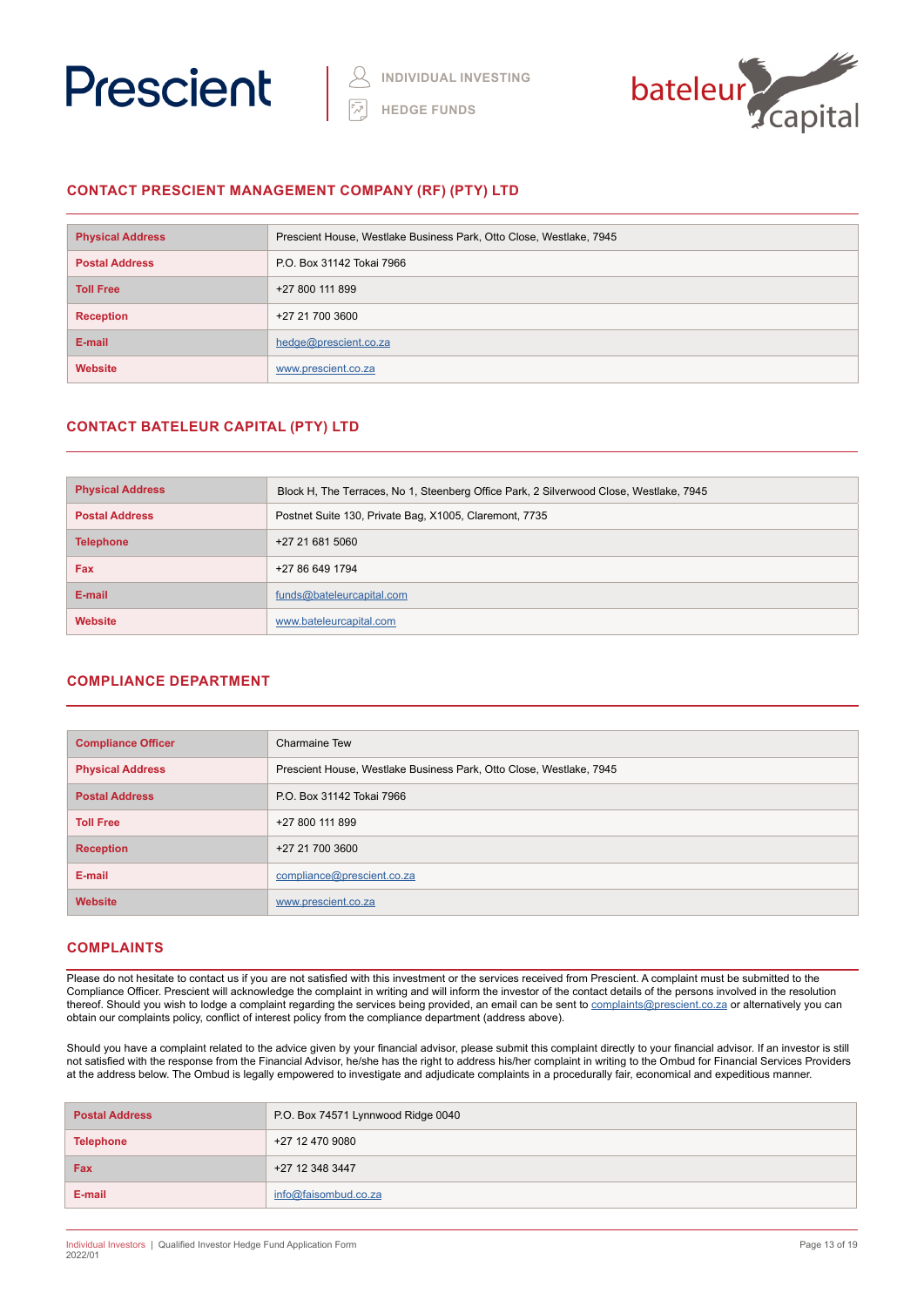Prescient | INDIVIDUAL INVESTING | HEDGE FUNDS | bateleur capital

## CONTACT PRESCIENT MANAGEMENT COMPANY (RF) (PTY) LTD

| | |
|---|---|
| **Physical Address** | Prescient House, Westlake Business Park, Otto Close, Westlake, 7945 |
| **Postal Address** | P.O. Box 31142 Tokai 7966 |
| **Toll Free** | +27 800 111 899 |
| **Reception** | +27 21 700 3600 |
| **E-mail** | hedge@prescient.co.za |
| **Website** | www.prescient.co.za |

## CONTACT BATELEUR CAPITAL (PTY) LTD

| | |
|---|---|
| **Physical Address** | Block H, The Terraces, No 1, Steenberg Office Park, 2 Silverwood Close, Westlake, 7945 |
| **Postal Address** | Postnet Suite 130, Private Bag, X1005, Claremont, 7735 |
| **Telephone** | +27 21 681 5060 |
| **Fax** | +27 86 649 1794 |
| **E-mail** | funds@bateleurcapital.com |
| **Website** | www.bateleurcapital.com |

## COMPLIANCE DEPARTMENT

| | |
|---|---|
| **Compliance Officer** | Charmaine Tew |
| **Physical Address** | Prescient House, Westlake Business Park, Otto Close, Westlake, 7945 |
| **Postal Address** | P.O. Box 31142 Tokai 7966 |
| **Toll Free** | +27 800 111 899 |
| **Reception** | +27 21 700 3600 |
| **E-mail** | compliance@prescient.co.za |
| **Website** | www.prescient.co.za |

## COMPLAINTS

Please do not hesitate to contact us if you are not satisfied with this investment or the services received from Prescient. A complaint must be submitted to the Compliance Officer. Prescient will acknowledge the complaint in writing and will inform the investor of the contact details of the persons involved in the resolution thereof. Should you wish to lodge a complaint regarding the services being provided, an email can be sent to complaints@prescient.co.za or alternatively you can obtain our complaints policy, conflict of interest policy from the compliance department (address above).

Should you have a complaint related to the advice given by your financial advisor, please submit this complaint directly to your financial advisor. If an investor is still not satisfied with the response from the Financial Advisor, he/she has the right to address his/her complaint in writing to the Ombud for Financial Services Providers at the address below. The Ombud is legally empowered to investigate and adjudicate complaints in a procedurally fair, economical and expeditious manner.

| | |
|---|---|
| **Postal Address** | P.O. Box 74571 Lynnwood Ridge 0040 |
| **Telephone** | +27 12 470 9080 |
| **Fax** | +27 12 348 3447 |
| **E-mail** | info@faisombud.co.za |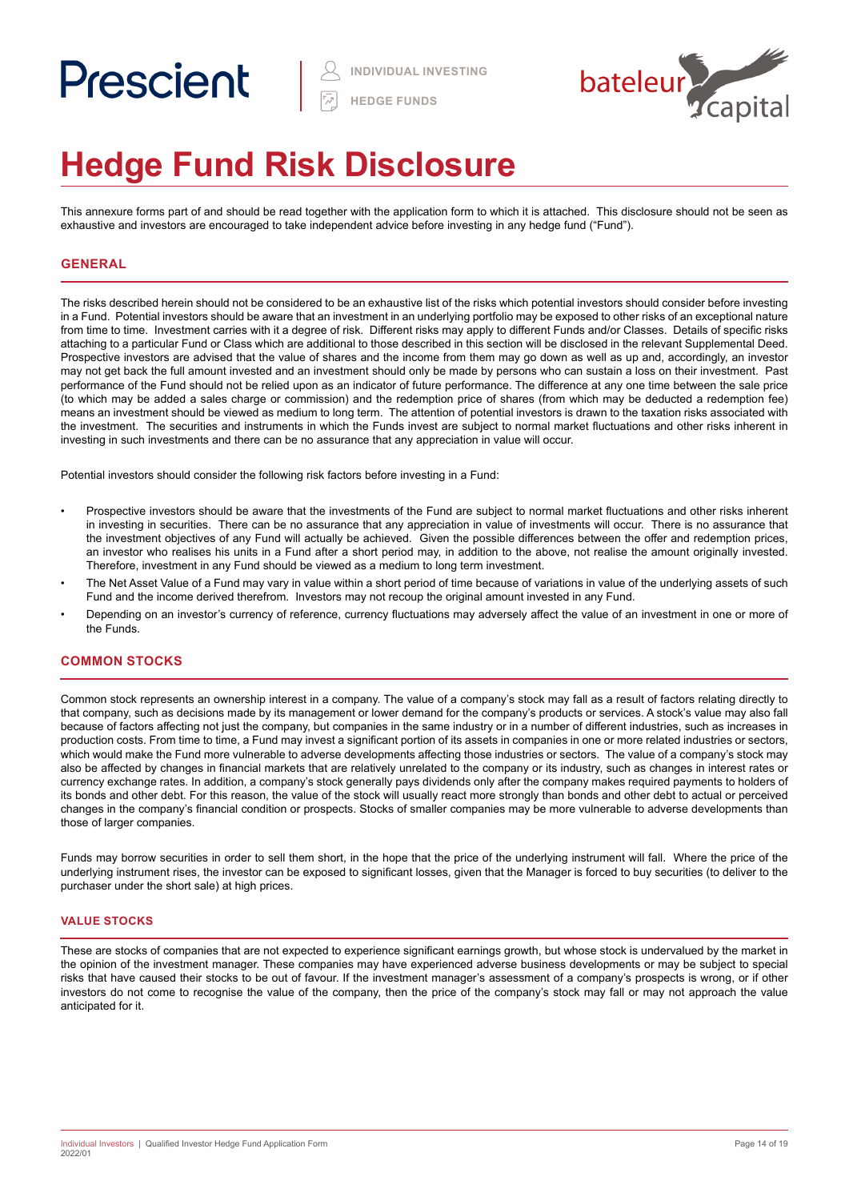# Hedge Fund Risk Disclosure

This annexure forms part of and should be read together with the application form to which it is attached. This disclosure should not be seen as exhaustive and investors are encouraged to take independent advice before investing in any hedge fund ("Fund").

## GENERAL

The risks described herein should not be considered to be an exhaustive list of the risks which potential investors should consider before investing in a Fund. Potential investors should be aware that an investment in an underlying portfolio may be exposed to other risks of an exceptional nature from time to time. Investment carries with it a degree of risk. Different risks may apply to different Funds and/or Classes. Details of specific risks attaching to a particular Fund or Class which are additional to those described in this section will be disclosed in the relevant Supplemental Deed. Prospective investors are advised that the value of shares and the income from them may go down as well as up and, accordingly, an investor may not get back the full amount invested and an investment should only be made by persons who can sustain a loss on their investment. Past performance of the Fund should not be relied upon as an indicator of future performance. The difference at any one time between the sale price (to which may be added a sales charge or commission) and the redemption price of shares (from which may be deducted a redemption fee) means an investment should be viewed as medium to long term. The attention of potential investors is drawn to the taxation risks associated with the investment. The securities and instruments in which the Funds invest are subject to normal market fluctuations and other risks inherent in investing in such investments and there can be no assurance that any appreciation in value will occur.

Potential investors should consider the following risk factors before investing in a Fund:

- Prospective investors should be aware that the investments of the Fund are subject to normal market fluctuations and other risks inherent in investing in securities. There can be no assurance that any appreciation in value of investments will occur. There is no assurance that the investment objectives of any Fund will actually be achieved. Given the possible differences between the offer and redemption prices, an investor who realises his units in a Fund after a short period may, in addition to the above, not realise the amount originally invested. Therefore, investment in any Fund should be viewed as a medium to long term investment.
- The Net Asset Value of a Fund may vary in value within a short period of time because of variations in value of the underlying assets of such Fund and the income derived therefrom. Investors may not recoup the original amount invested in any Fund.
- Depending on an investor's currency of reference, currency fluctuations may adversely affect the value of an investment in one or more of the Funds.

## COMMON STOCKS

Common stock represents an ownership interest in a company. The value of a company's stock may fall as a result of factors relating directly to that company, such as decisions made by its management or lower demand for the company's products or services. A stock's value may also fall because of factors affecting not just the company, but companies in the same industry or in a number of different industries, such as increases in production costs. From time to time, a Fund may invest a significant portion of its assets in companies in one or more related industries or sectors, which would make the Fund more vulnerable to adverse developments affecting those industries or sectors. The value of a company's stock may also be affected by changes in financial markets that are relatively unrelated to the company or its industry, such as changes in interest rates or currency exchange rates. In addition, a company's stock generally pays dividends only after the company makes required payments to holders of its bonds and other debt. For this reason, the value of the stock will usually react more strongly than bonds and other debt to actual or perceived changes in the company's financial condition or prospects. Stocks of smaller companies may be more vulnerable to adverse developments than those of larger companies.

Funds may borrow securities in order to sell them short, in the hope that the price of the underlying instrument will fall. Where the price of the underlying instrument rises, the investor can be exposed to significant losses, given that the Manager is forced to buy securities (to deliver to the purchaser under the short sale) at high prices.

### VALUE STOCKS

These are stocks of companies that are not expected to experience significant earnings growth, but whose stock is undervalued by the market in the opinion of the investment manager. These companies may have experienced adverse business developments or may be subject to special risks that have caused their stocks to be out of favour. If the investment manager's assessment of a company's prospects is wrong, or if other investors do not come to recognise the value of the company, then the price of the company's stock may fall or may not approach the value anticipated for it.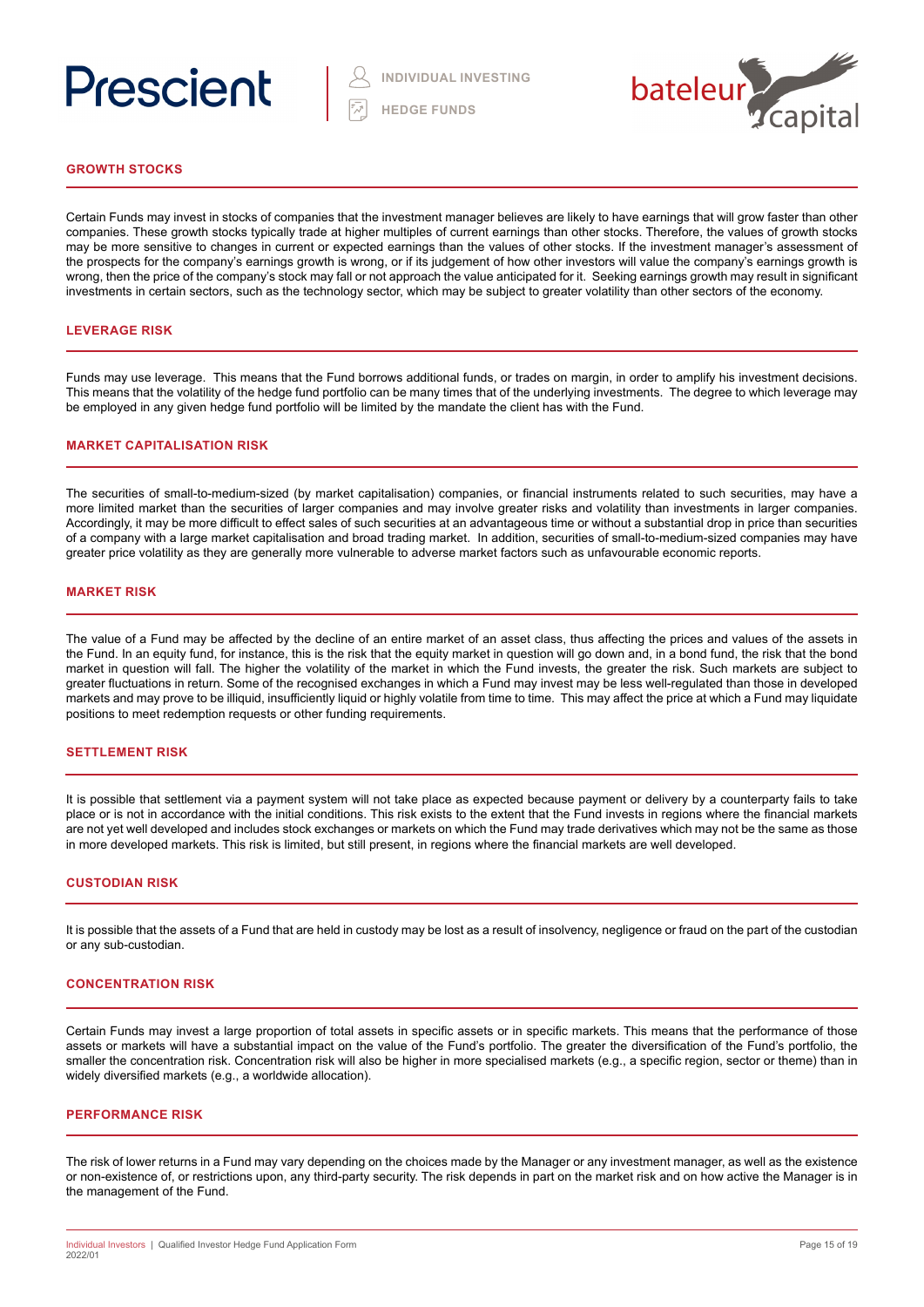## GROWTH STOCKS

Certain Funds may invest in stocks of companies that the investment manager believes are likely to have earnings that will grow faster than other companies. These growth stocks typically trade at higher multiples of current earnings than other stocks. Therefore, the values of growth stocks may be more sensitive to changes in current or expected earnings than the values of other stocks. If the investment manager's assessment of the prospects for the company's earnings growth is wrong, or if its judgement of how other investors will value the company's earnings growth is wrong, then the price of the company's stock may fall or not approach the value anticipated for it. Seeking earnings growth may result in significant investments in certain sectors, such as the technology sector, which may be subject to greater volatility than other sectors of the economy.

## LEVERAGE RISK

Funds may use leverage. This means that the Fund borrows additional funds, or trades on margin, in order to amplify his investment decisions. This means that the volatility of the hedge fund portfolio can be many times that of the underlying investments. The degree to which leverage may be employed in any given hedge fund portfolio will be limited by the mandate the client has with the Fund.

## MARKET CAPITALISATION RISK

The securities of small-to-medium-sized (by market capitalisation) companies, or financial instruments related to such securities, may have a more limited market than the securities of larger companies and may involve greater risks and volatility than investments in larger companies. Accordingly, it may be more difficult to effect sales of such securities at an advantageous time or without a substantial drop in price than securities of a company with a large market capitalisation and broad trading market. In addition, securities of small-to-medium-sized companies may have greater price volatility as they are generally more vulnerable to adverse market factors such as unfavourable economic reports.

## MARKET RISK

The value of a Fund may be affected by the decline of an entire market of an asset class, thus affecting the prices and values of the assets in the Fund. In an equity fund, for instance, this is the risk that the equity market in question will go down and, in a bond fund, the risk that the bond market in question will fall. The higher the volatility of the market in which the Fund invests, the greater the risk. Such markets are subject to greater fluctuations in return. Some of the recognised exchanges in which a Fund may invest may be less well-regulated than those in developed markets and may prove to be illiquid, insufficiently liquid or highly volatile from time to time. This may affect the price at which a Fund may liquidate positions to meet redemption requests or other funding requirements.

## SETTLEMENT RISK

It is possible that settlement via a payment system will not take place as expected because payment or delivery by a counterparty fails to take place or is not in accordance with the initial conditions. This risk exists to the extent that the Fund invests in regions where the financial markets are not yet well developed and includes stock exchanges or markets on which the Fund may trade derivatives which may not be the same as those in more developed markets. This risk is limited, but still present, in regions where the financial markets are well developed.

## CUSTODIAN RISK

It is possible that the assets of a Fund that are held in custody may be lost as a result of insolvency, negligence or fraud on the part of the custodian or any sub-custodian.

## CONCENTRATION RISK

Certain Funds may invest a large proportion of total assets in specific assets or in specific markets. This means that the performance of those assets or markets will have a substantial impact on the value of the Fund's portfolio. The greater the diversification of the Fund's portfolio, the smaller the concentration risk. Concentration risk will also be higher in more specialised markets (e.g., a specific region, sector or theme) than in widely diversified markets (e.g., a worldwide allocation).

## PERFORMANCE RISK

The risk of lower returns in a Fund may vary depending on the choices made by the Manager or any investment manager, as well as the existence or non-existence of, or restrictions upon, any third-party security. The risk depends in part on the market risk and on how active the Manager is in the management of the Fund.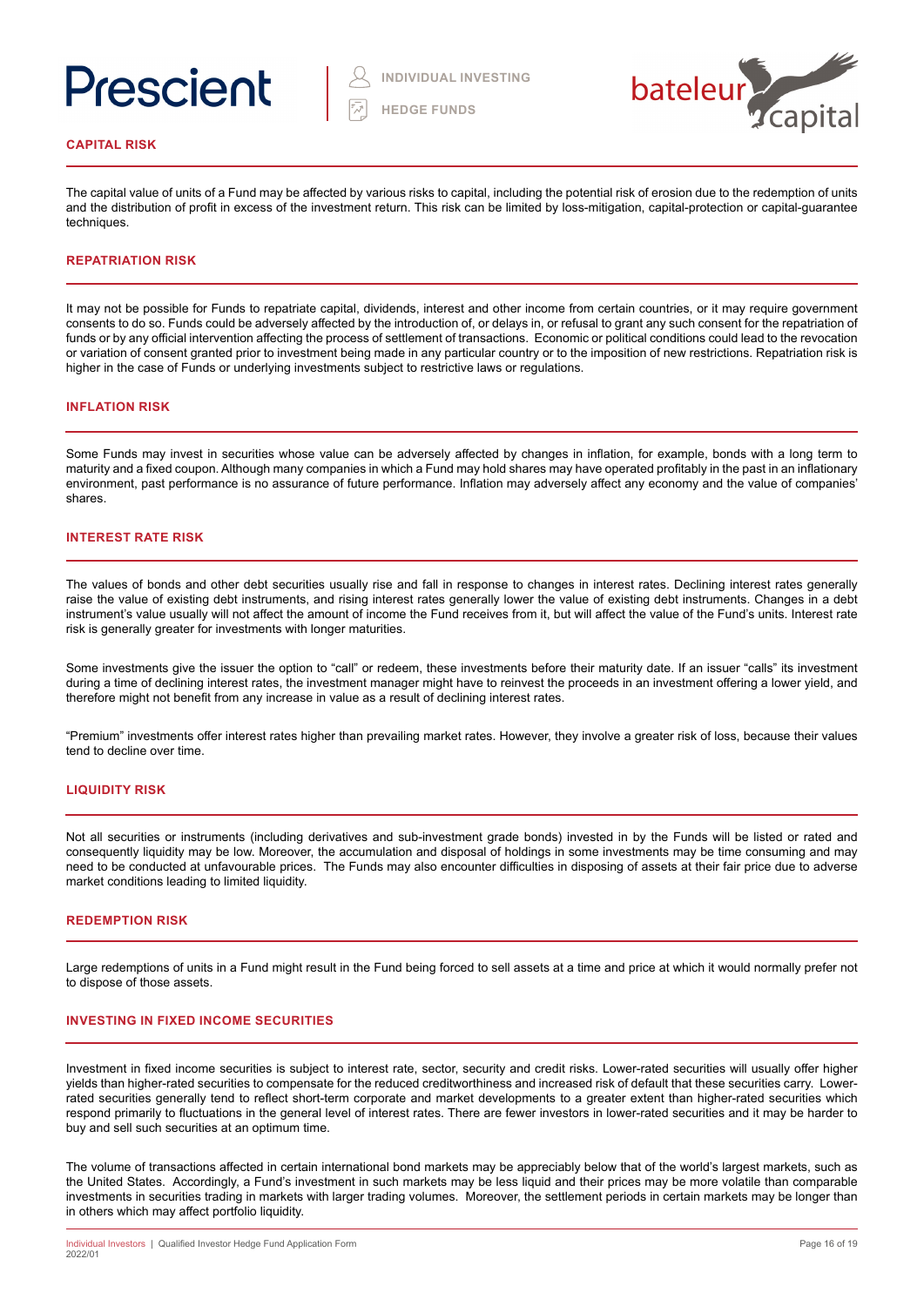## CAPITAL RISK

The capital value of units of a Fund may be affected by various risks to capital, including the potential risk of erosion due to the redemption of units and the distribution of profit in excess of the investment return. This risk can be limited by loss-mitigation, capital-protection or capital-guarantee techniques.

## REPATRIATION RISK

It may not be possible for Funds to repatriate capital, dividends, interest and other income from certain countries, or it may require government consents to do so. Funds could be adversely affected by the introduction of, or delays in, or refusal to grant any such consent for the repatriation of funds or by any official intervention affecting the process of settlement of transactions. Economic or political conditions could lead to the revocation or variation of consent granted prior to investment being made in any particular country or to the imposition of new restrictions. Repatriation risk is higher in the case of Funds or underlying investments subject to restrictive laws or regulations.

## INFLATION RISK

Some Funds may invest in securities whose value can be adversely affected by changes in inflation, for example, bonds with a long term to maturity and a fixed coupon. Although many companies in which a Fund may hold shares may have operated profitably in the past in an inflationary environment, past performance is no assurance of future performance. Inflation may adversely affect any economy and the value of companies' shares.

## INTEREST RATE RISK

The values of bonds and other debt securities usually rise and fall in response to changes in interest rates. Declining interest rates generally raise the value of existing debt instruments, and rising interest rates generally lower the value of existing debt instruments. Changes in a debt instrument's value usually will not affect the amount of income the Fund receives from it, but will affect the value of the Fund's units. Interest rate risk is generally greater for investments with longer maturities.

Some investments give the issuer the option to "call" or redeem, these investments before their maturity date. If an issuer "calls" its investment during a time of declining interest rates, the investment manager might have to reinvest the proceeds in an investment offering a lower yield, and therefore might not benefit from any increase in value as a result of declining interest rates.

"Premium" investments offer interest rates higher than prevailing market rates. However, they involve a greater risk of loss, because their values tend to decline over time.

## LIQUIDITY RISK

Not all securities or instruments (including derivatives and sub-investment grade bonds) invested in by the Funds will be listed or rated and consequently liquidity may be low. Moreover, the accumulation and disposal of holdings in some investments may be time consuming and may need to be conducted at unfavourable prices. The Funds may also encounter difficulties in disposing of assets at their fair price due to adverse market conditions leading to limited liquidity.

## REDEMPTION RISK

Large redemptions of units in a Fund might result in the Fund being forced to sell assets at a time and price at which it would normally prefer not to dispose of those assets.

## INVESTING IN FIXED INCOME SECURITIES

Investment in fixed income securities is subject to interest rate, sector, security and credit risks. Lower-rated securities will usually offer higher yields than higher-rated securities to compensate for the reduced creditworthiness and increased risk of default that these securities carry. Lower-rated securities generally tend to reflect short-term corporate and market developments to a greater extent than higher-rated securities which respond primarily to fluctuations in the general level of interest rates. There are fewer investors in lower-rated securities and it may be harder to buy and sell such securities at an optimum time.

The volume of transactions affected in certain international bond markets may be appreciably below that of the world's largest markets, such as the United States. Accordingly, a Fund's investment in such markets may be less liquid and their prices may be more volatile than comparable investments in securities trading in markets with larger trading volumes. Moreover, the settlement periods in certain markets may be longer than in others which may affect portfolio liquidity.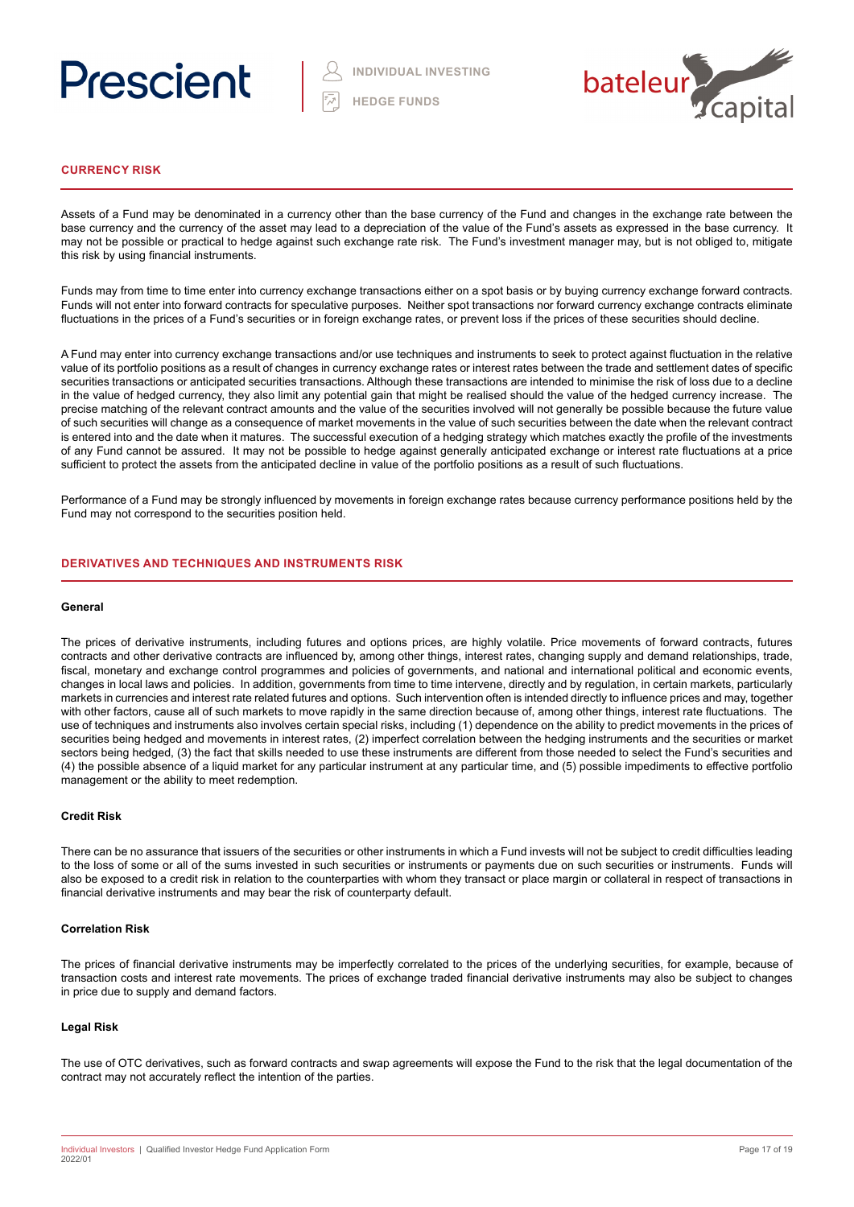## CURRENCY RISK

Assets of a Fund may be denominated in a currency other than the base currency of the Fund and changes in the exchange rate between the base currency and the currency of the asset may lead to a depreciation of the value of the Fund's assets as expressed in the base currency. It may not be possible or practical to hedge against such exchange rate risk. The Fund's investment manager may, but is not obliged to, mitigate this risk by using financial instruments.

Funds may from time to time enter into currency exchange transactions either on a spot basis or by buying currency exchange forward contracts. Funds will not enter into forward contracts for speculative purposes. Neither spot transactions nor forward currency exchange contracts eliminate fluctuations in the prices of a Fund's securities or in foreign exchange rates, or prevent loss if the prices of these securities should decline.

A Fund may enter into currency exchange transactions and/or use techniques and instruments to seek to protect against fluctuation in the relative value of its portfolio positions as a result of changes in currency exchange rates or interest rates between the trade and settlement dates of specific securities transactions or anticipated securities transactions. Although these transactions are intended to minimise the risk of loss due to a decline in the value of hedged currency, they also limit any potential gain that might be realised should the value of the hedged currency increase. The precise matching of the relevant contract amounts and the value of the securities involved will not generally be possible because the future value of such securities will change as a consequence of market movements in the value of such securities between the date when the relevant contract is entered into and the date when it matures. The successful execution of a hedging strategy which matches exactly the profile of the investments of any Fund cannot be assured. It may not be possible to hedge against generally anticipated exchange or interest rate fluctuations at a price sufficient to protect the assets from the anticipated decline in value of the portfolio positions as a result of such fluctuations.

Performance of a Fund may be strongly influenced by movements in foreign exchange rates because currency performance positions held by the Fund may not correspond to the securities position held.

## DERIVATIVES AND TECHNIQUES AND INSTRUMENTS RISK

**General**

The prices of derivative instruments, including futures and options prices, are highly volatile. Price movements of forward contracts, futures contracts and other derivative contracts are influenced by, among other things, interest rates, changing supply and demand relationships, trade, fiscal, monetary and exchange control programmes and policies of governments, and national and international political and economic events, changes in local laws and policies. In addition, governments from time to time intervene, directly and by regulation, in certain markets, particularly markets in currencies and interest rate related futures and options. Such intervention often is intended directly to influence prices and may, together with other factors, cause all of such markets to move rapidly in the same direction because of, among other things, interest rate fluctuations. The use of techniques and instruments also involves certain special risks, including (1) dependence on the ability to predict movements in the prices of securities being hedged and movements in interest rates, (2) imperfect correlation between the hedging instruments and the securities or market sectors being hedged, (3) the fact that skills needed to use these instruments are different from those needed to select the Fund's securities and (4) the possible absence of a liquid market for any particular instrument at any particular time, and (5) possible impediments to effective portfolio management or the ability to meet redemption.

**Credit Risk**

There can be no assurance that issuers of the securities or other instruments in which a Fund invests will not be subject to credit difficulties leading to the loss of some or all of the sums invested in such securities or instruments or payments due on such securities or instruments. Funds will also be exposed to a credit risk in relation to the counterparties with whom they transact or place margin or collateral in respect of transactions in financial derivative instruments and may bear the risk of counterparty default.

**Correlation Risk**

The prices of financial derivative instruments may be imperfectly correlated to the prices of the underlying securities, for example, because of transaction costs and interest rate movements. The prices of exchange traded financial derivative instruments may also be subject to changes in price due to supply and demand factors.

**Legal Risk**

The use of OTC derivatives, such as forward contracts and swap agreements will expose the Fund to the risk that the legal documentation of the contract may not accurately reflect the intention of the parties.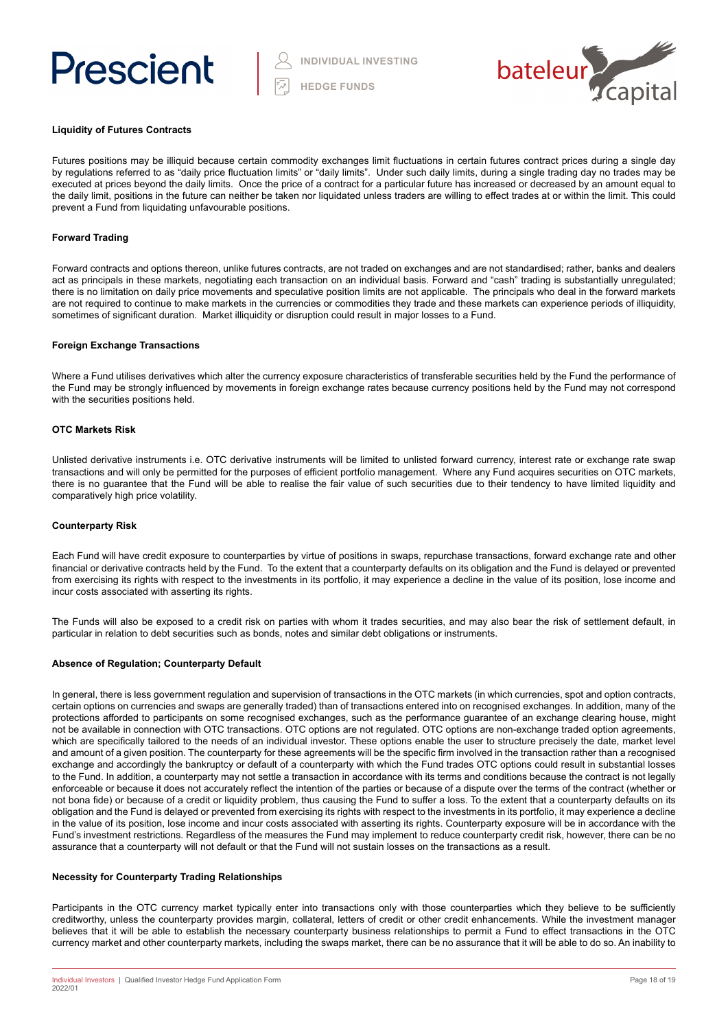### Liquidity of Futures Contracts

Futures positions may be illiquid because certain commodity exchanges limit fluctuations in certain futures contract prices during a single day by regulations referred to as "daily price fluctuation limits" or "daily limits". Under such daily limits, during a single trading day no trades may be executed at prices beyond the daily limits. Once the price of a contract for a particular future has increased or decreased by an amount equal to the daily limit, positions in the future can neither be taken nor liquidated unless traders are willing to effect trades at or within the limit. This could prevent a Fund from liquidating unfavourable positions.

### Forward Trading

Forward contracts and options thereon, unlike futures contracts, are not traded on exchanges and are not standardised; rather, banks and dealers act as principals in these markets, negotiating each transaction on an individual basis. Forward and "cash" trading is substantially unregulated; there is no limitation on daily price movements and speculative position limits are not applicable. The principals who deal in the forward markets are not required to continue to make markets in the currencies or commodities they trade and these markets can experience periods of illiquidity, sometimes of significant duration. Market illiquidity or disruption could result in major losses to a Fund.

### Foreign Exchange Transactions

Where a Fund utilises derivatives which alter the currency exposure characteristics of transferable securities held by the Fund the performance of the Fund may be strongly influenced by movements in foreign exchange rates because currency positions held by the Fund may not correspond with the securities positions held.

### OTC Markets Risk

Unlisted derivative instruments i.e. OTC derivative instruments will be limited to unlisted forward currency, interest rate or exchange rate swap transactions and will only be permitted for the purposes of efficient portfolio management. Where any Fund acquires securities on OTC markets, there is no guarantee that the Fund will be able to realise the fair value of such securities due to their tendency to have limited liquidity and comparatively high price volatility.

### Counterparty Risk

Each Fund will have credit exposure to counterparties by virtue of positions in swaps, repurchase transactions, forward exchange rate and other financial or derivative contracts held by the Fund. To the extent that a counterparty defaults on its obligation and the Fund is delayed or prevented from exercising its rights with respect to the investments in its portfolio, it may experience a decline in the value of its position, lose income and incur costs associated with asserting its rights.

The Funds will also be exposed to a credit risk on parties with whom it trades securities, and may also bear the risk of settlement default, in particular in relation to debt securities such as bonds, notes and similar debt obligations or instruments.

### Absence of Regulation; Counterparty Default

In general, there is less government regulation and supervision of transactions in the OTC markets (in which currencies, spot and option contracts, certain options on currencies and swaps are generally traded) than of transactions entered into on recognised exchanges. In addition, many of the protections afforded to participants on some recognised exchanges, such as the performance guarantee of an exchange clearing house, might not be available in connection with OTC transactions. OTC options are not regulated. OTC options are non-exchange traded option agreements, which are specifically tailored to the needs of an individual investor. These options enable the user to structure precisely the date, market level and amount of a given position. The counterparty for these agreements will be the specific firm involved in the transaction rather than a recognised exchange and accordingly the bankruptcy or default of a counterparty with which the Fund trades OTC options could result in substantial losses to the Fund. In addition, a counterparty may not settle a transaction in accordance with its terms and conditions because the contract is not legally enforceable or because it does not accurately reflect the intention of the parties or because of a dispute over the terms of the contract (whether or not bona fide) or because of a credit or liquidity problem, thus causing the Fund to suffer a loss. To the extent that a counterparty defaults on its obligation and the Fund is delayed or prevented from exercising its rights with respect to the investments in its portfolio, it may experience a decline in the value of its position, lose income and incur costs associated with asserting its rights. Counterparty exposure will be in accordance with the Fund's investment restrictions. Regardless of the measures the Fund may implement to reduce counterparty credit risk, however, there can be no assurance that a counterparty will not default or that the Fund will not sustain losses on the transactions as a result.

### Necessity for Counterparty Trading Relationships

Participants in the OTC currency market typically enter into transactions only with those counterparties which they believe to be sufficiently creditworthy, unless the counterparty provides margin, collateral, letters of credit or other credit enhancements. While the investment manager believes that it will be able to establish the necessary counterparty business relationships to permit a Fund to effect transactions in the OTC currency market and other counterparty markets, including the swaps market, there can be no assurance that it will be able to do so. An inability to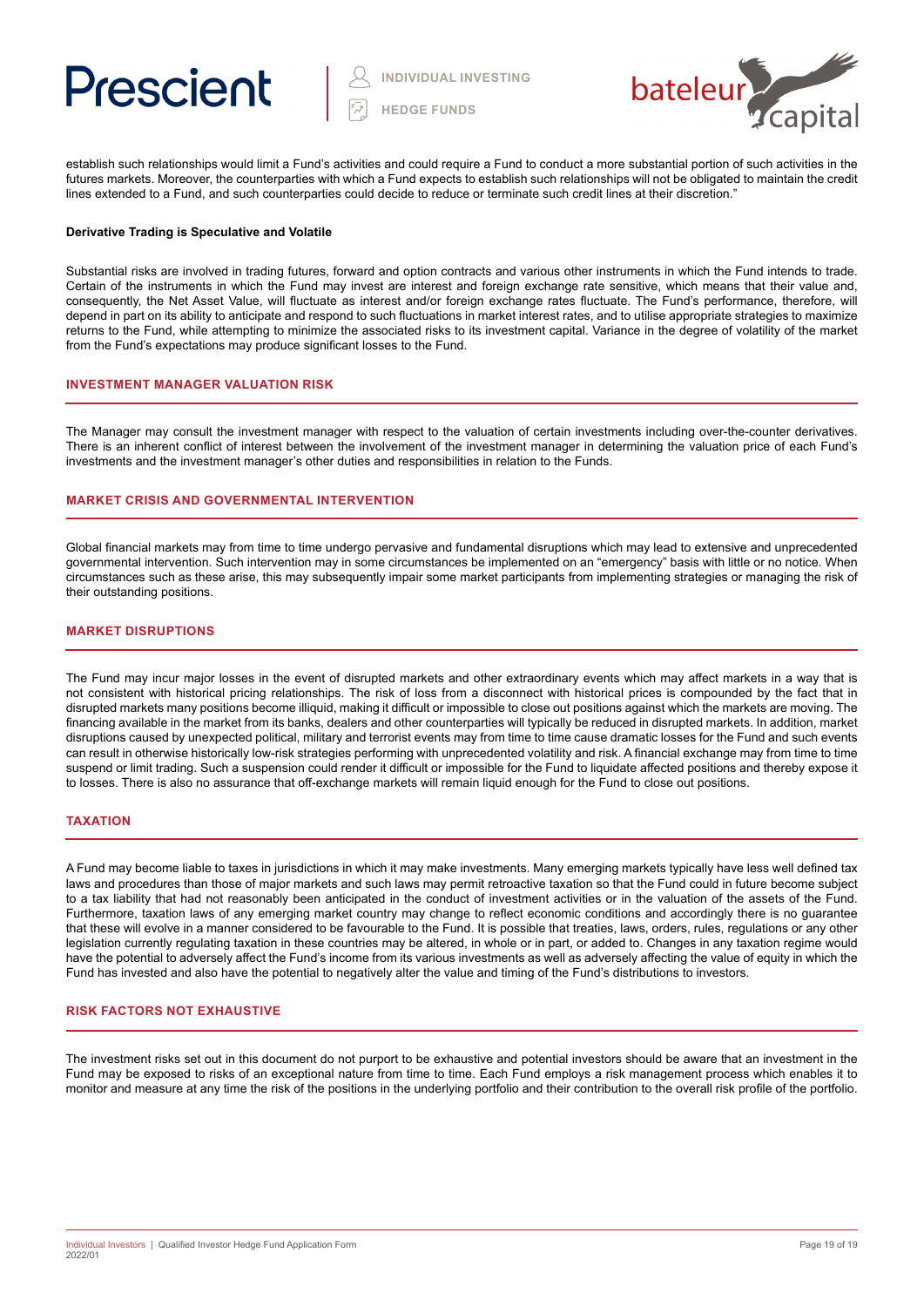establish such relationships would limit a Fund's activities and could require a Fund to conduct a more substantial portion of such activities in the futures markets. Moreover, the counterparties with which a Fund expects to establish such relationships will not be obligated to maintain the credit lines extended to a Fund, and such counterparties could decide to reduce or terminate such credit lines at their discretion."

**Derivative Trading is Speculative and Volatile**

Substantial risks are involved in trading futures, forward and option contracts and various other instruments in which the Fund intends to trade. Certain of the instruments in which the Fund may invest are interest and foreign exchange rate sensitive, which means that their value and, consequently, the Net Asset Value, will fluctuate as interest and/or foreign exchange rates fluctuate. The Fund's performance, therefore, will depend in part on its ability to anticipate and respond to such fluctuations in market interest rates, and to utilise appropriate strategies to maximize returns to the Fund, while attempting to minimize the associated risks to its investment capital. Variance in the degree of volatility of the market from the Fund's expectations may produce significant losses to the Fund.

## INVESTMENT MANAGER VALUATION RISK

The Manager may consult the investment manager with respect to the valuation of certain investments including over-the-counter derivatives. There is an inherent conflict of interest between the involvement of the investment manager in determining the valuation price of each Fund's investments and the investment manager's other duties and responsibilities in relation to the Funds.

## MARKET CRISIS AND GOVERNMENTAL INTERVENTION

Global financial markets may from time to time undergo pervasive and fundamental disruptions which may lead to extensive and unprecedented governmental intervention. Such intervention may in some circumstances be implemented on an "emergency" basis with little or no notice. When circumstances such as these arise, this may subsequently impair some market participants from implementing strategies or managing the risk of their outstanding positions.

## MARKET DISRUPTIONS

The Fund may incur major losses in the event of disrupted markets and other extraordinary events which may affect markets in a way that is not consistent with historical pricing relationships. The risk of loss from a disconnect with historical prices is compounded by the fact that in disrupted markets many positions become illiquid, making it difficult or impossible to close out positions against which the markets are moving. The financing available in the market from its banks, dealers and other counterparties will typically be reduced in disrupted markets. In addition, market disruptions caused by unexpected political, military and terrorist events may from time to time cause dramatic losses for the Fund and such events can result in otherwise historically low-risk strategies performing with unprecedented volatility and risk. A financial exchange may from time to time suspend or limit trading. Such a suspension could render it difficult or impossible for the Fund to liquidate affected positions and thereby expose it to losses. There is also no assurance that off-exchange markets will remain liquid enough for the Fund to close out positions.

## TAXATION

A Fund may become liable to taxes in jurisdictions in which it may make investments. Many emerging markets typically have less well defined tax laws and procedures than those of major markets and such laws may permit retroactive taxation so that the Fund could in future become subject to a tax liability that had not reasonably been anticipated in the conduct of investment activities or in the valuation of the assets of the Fund. Furthermore, taxation laws of any emerging market country may change to reflect economic conditions and accordingly there is no guarantee that these will evolve in a manner considered to be favourable to the Fund. It is possible that treaties, laws, orders, rules, regulations or any other legislation currently regulating taxation in these countries may be altered, in whole or in part, or added to. Changes in any taxation regime would have the potential to adversely affect the Fund's income from its various investments as well as adversely affecting the value of equity in which the Fund has invested and also have the potential to negatively alter the value and timing of the Fund's distributions to investors.

## RISK FACTORS NOT EXHAUSTIVE

The investment risks set out in this document do not purport to be exhaustive and potential investors should be aware that an investment in the Fund may be exposed to risks of an exceptional nature from time to time. Each Fund employs a risk management process which enables it to monitor and measure at any time the risk of the positions in the underlying portfolio and their contribution to the overall risk profile of the portfolio.